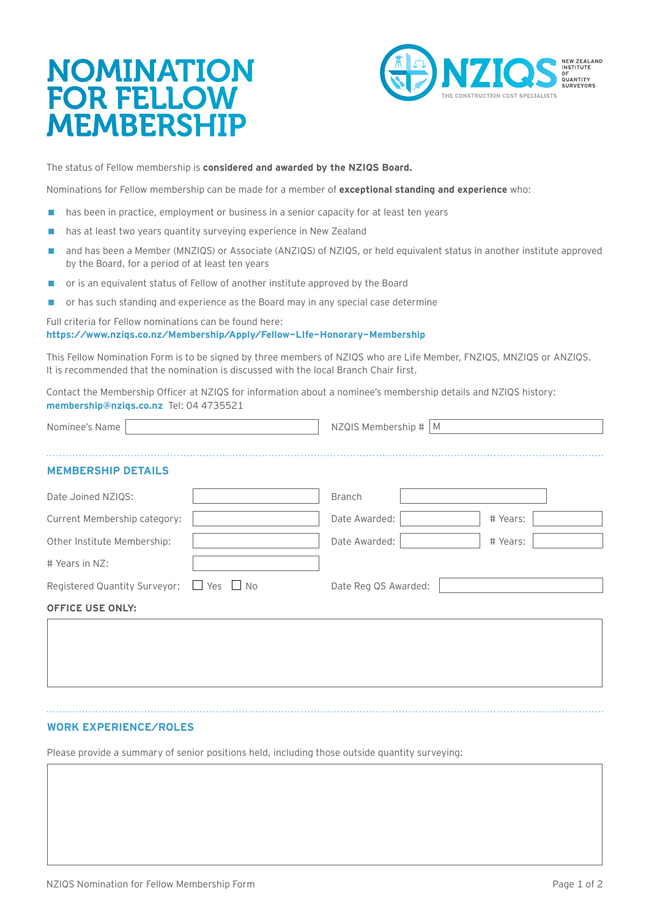# NOMINATION FOR FELLOW MEMBERSHIP

NZIQS NEW ZEALAND INSTITUTE OF QUANTITY SURVEYORS
THE CONSTRUCTION COST SPECIALISTS

The status of Fellow membership is **considered and awarded by the NZIQS Board.**

Nominations for Fellow membership can be made for a member of **exceptional standing and experience** who:

- has been in practice, employment or business in a senior capacity for at least ten years
- has at least two years quantity surveying experience in New Zealand
- and has been a Member (MNZIQS) or Associate (ANZIQS) of NZIQS, or held equivalent status in another institute approved by the Board, for a period of at least ten years
- or is an equivalent status of Fellow of another institute approved by the Board
- or has such standing and experience as the Board may in any special case determine

Full criteria for Fellow nominations can be found here:
**https://www.nziqs.co.nz/Membership/Apply/Fellow-LIfe-Honorary-Membership**

This Fellow Nomination Form is to be signed by three members of NZIQS who are Life Member, FNZIQS, MNZIQS or ANZIQS. It is recommended that the nomination is discussed with the local Branch Chair first.

Contact the Membership Officer at NZIQS for information about a nominee's membership details and NZIQS history:
**membership@nziqs.co.nz** Tel: 04 4735521

Nominee's Name ____________________ NZQIS Membership # M__________

## MEMBERSHIP DETAILS

| | | | | | |
|---|---|---|---|---|---|
| Date Joined NZIQS: | | Branch | | | |
| Current Membership category: | | Date Awarded: | | # Years: | |
| Other Institute Membership: | | Date Awarded: | | # Years: | |
| # Years in NZ: | | | | | |
| Registered Quantity Surveyor: | ☐ Yes ☐ No | Date Reg QS Awarded: | | | |

**OFFICE USE ONLY:**

## WORK EXPERIENCE/ROLES

Please provide a summary of senior positions held, including those outside quantity surveying: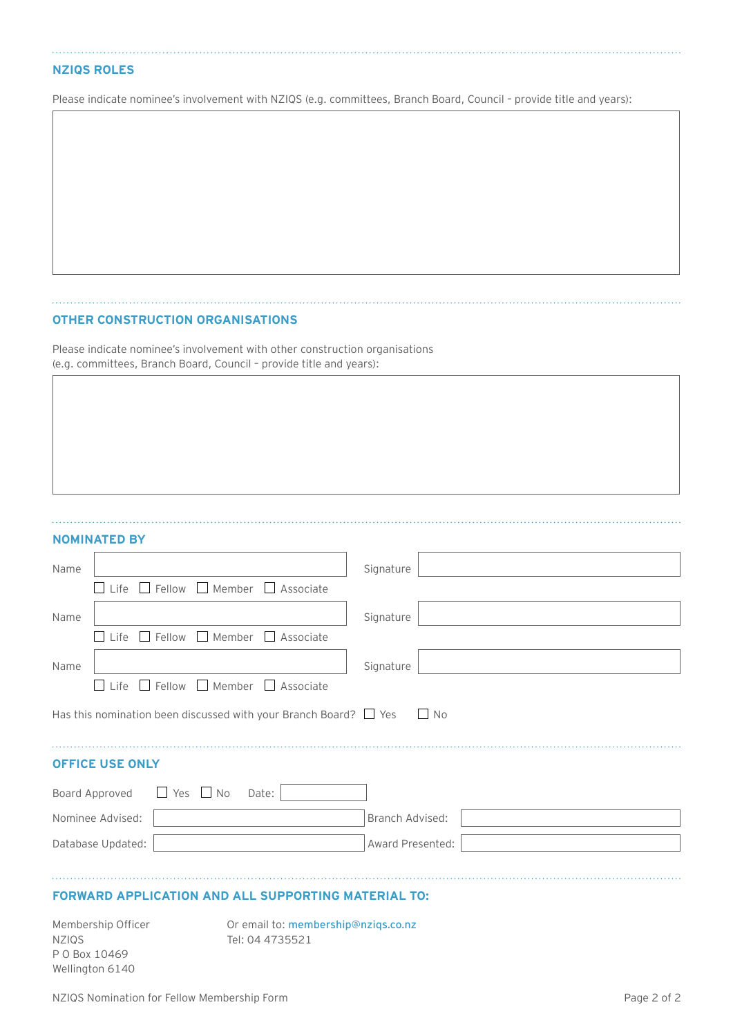## NZIQS ROLES

Please indicate nominee's involvement with NZIQS (e.g. committees, Branch Board, Council – provide title and years):

## OTHER CONSTRUCTION ORGANISATIONS

Please indicate nominee's involvement with other construction organisations
(e.g. committees, Branch Board, Council – provide title and years):

## NOMINATED BY

Name ____________ Signature ____________

☐ Life ☐ Fellow ☐ Member ☐ Associate

Name ____________ Signature ____________

☐ Life ☐ Fellow ☐ Member ☐ Associate

Name ____________ Signature ____________

☐ Life ☐ Fellow ☐ Member ☐ Associate

Has this nomination been discussed with your Branch Board? ☐ Yes ☐ No

## OFFICE USE ONLY

Board Approved ☐ Yes ☐ No Date:

Nominee Advised: ____________ Branch Advised: ____________

Database Updated: ____________ Award Presented: ____________

## FORWARD APPLICATION AND ALL SUPPORTING MATERIAL TO:

Membership Officer
NZIQS
P O Box 10469
Wellington 6140

Or email to: membership@nziqs.co.nz
Tel: 04 4735521